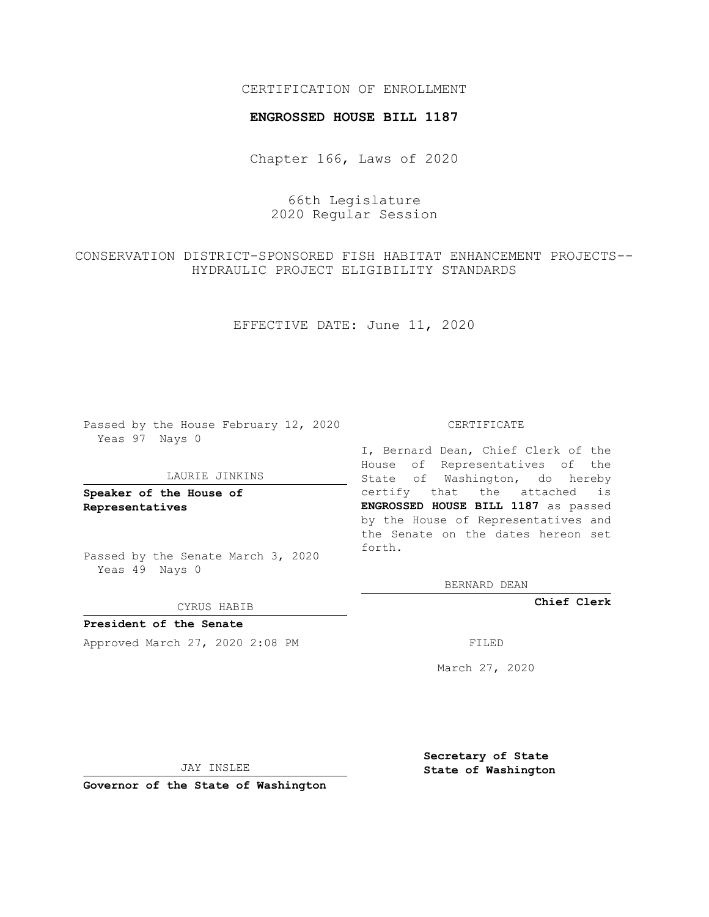CERTIFICATION OF ENROLLMENT

**ENGROSSED HOUSE BILL 1187**

Chapter 166, Laws of 2020

66th Legislature
2020 Regular Session

CONSERVATION DISTRICT-SPONSORED FISH HABITAT ENHANCEMENT PROJECTS--HYDRAULIC PROJECT ELIGIBILITY STANDARDS

EFFECTIVE DATE: June 11, 2020

Passed by the House February 12, 2020
Yeas 97 Nays 0

LAURIE JINKINS

**Speaker of the House of Representatives**

Passed by the Senate March 3, 2020
Yeas 49 Nays 0

CYRUS HABIB

**President of the Senate**

Approved March 27, 2020 2:08 PM

JAY INSLEE

**Governor of the State of Washington**

CERTIFICATE

I, Bernard Dean, Chief Clerk of the House of Representatives of the State of Washington, do hereby certify that the attached is **ENGROSSED HOUSE BILL 1187** as passed by the House of Representatives and the Senate on the dates hereon set forth.

BERNARD DEAN

**Chief Clerk**

FILED

March 27, 2020

**Secretary of State**
**State of Washington**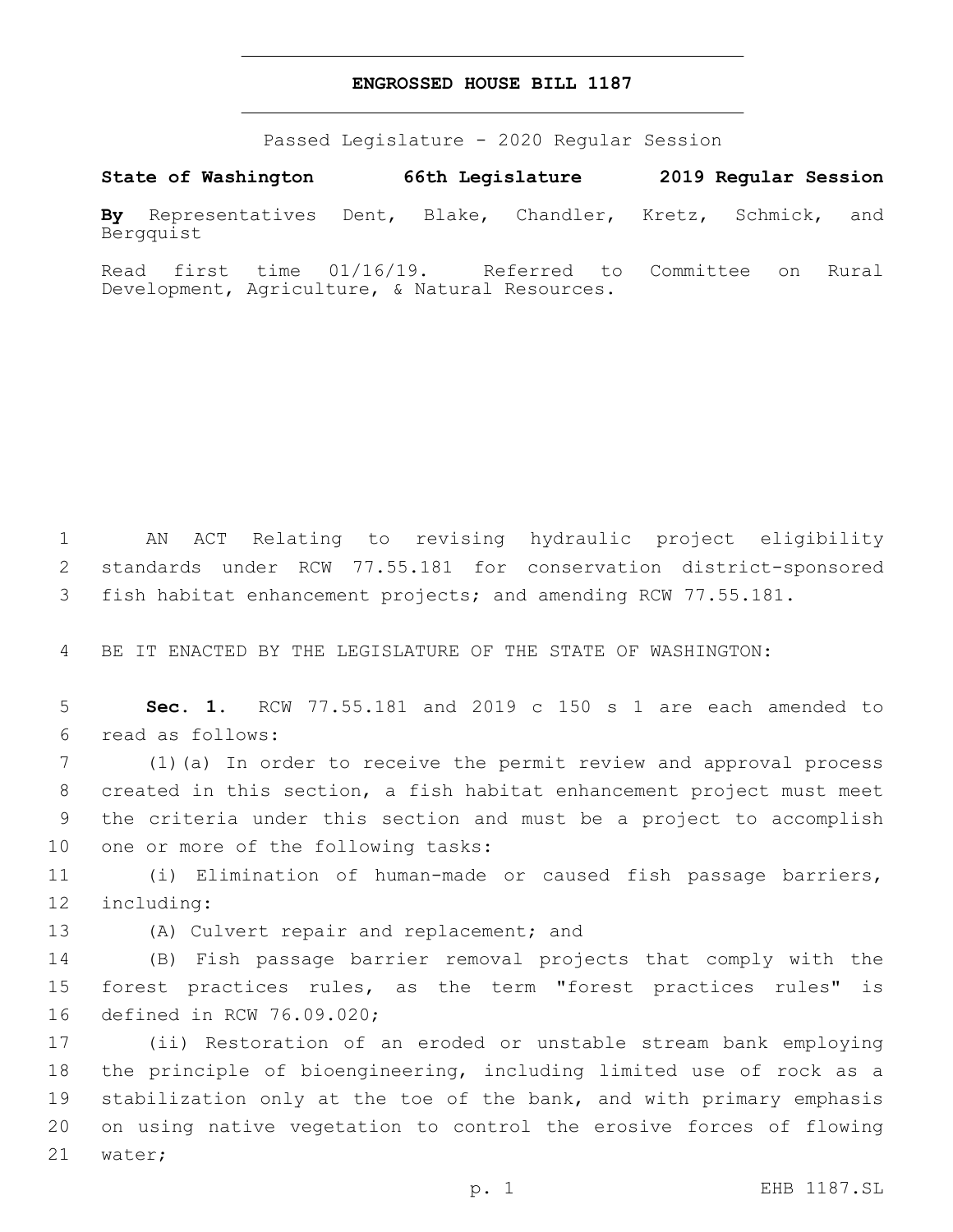**ENGROSSED HOUSE BILL 1187**

Passed Legislature - 2020 Regular Session

**State of Washington 66th Legislature 2019 Regular Session**

**By** Representatives Dent, Blake, Chandler, Kretz, Schmick, and Bergquist

Read first time 01/16/19. Referred to Committee on Rural Development, Agriculture, & Natural Resources.

AN ACT Relating to revising hydraulic project eligibility standards under RCW 77.55.181 for conservation district-sponsored fish habitat enhancement projects; and amending RCW 77.55.181.

BE IT ENACTED BY THE LEGISLATURE OF THE STATE OF WASHINGTON:

**Sec. 1.** RCW 77.55.181 and 2019 c 150 s 1 are each amended to read as follows:

(1)(a) In order to receive the permit review and approval process created in this section, a fish habitat enhancement project must meet the criteria under this section and must be a project to accomplish one or more of the following tasks:

(i) Elimination of human-made or caused fish passage barriers, including:

(A) Culvert repair and replacement; and

(B) Fish passage barrier removal projects that comply with the forest practices rules, as the term "forest practices rules" is defined in RCW 76.09.020;

(ii) Restoration of an eroded or unstable stream bank employing the principle of bioengineering, including limited use of rock as a stabilization only at the toe of the bank, and with primary emphasis on using native vegetation to control the erosive forces of flowing water;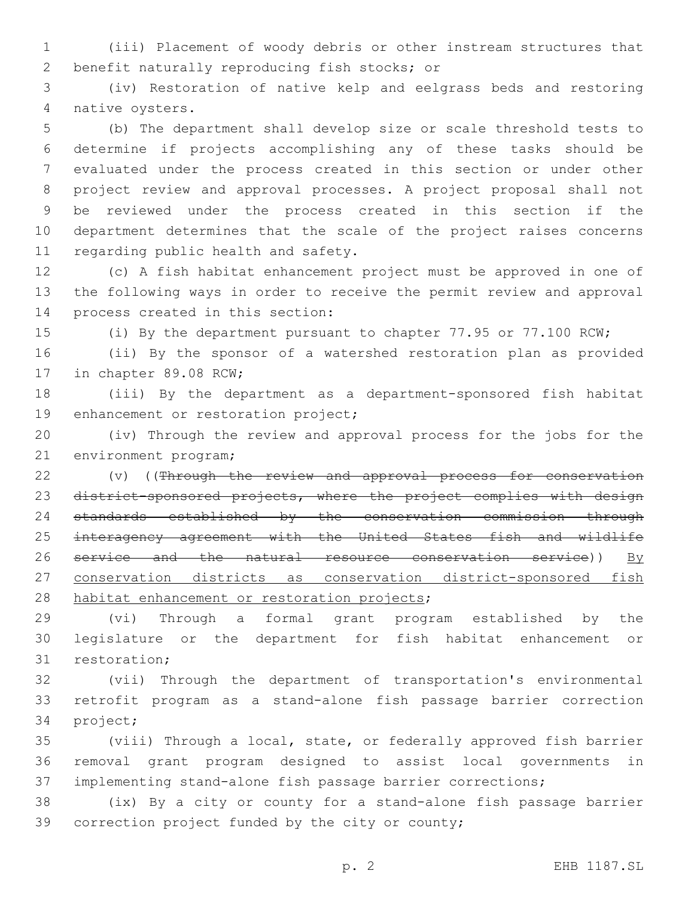(iii) Placement of woody debris or other instream structures that benefit naturally reproducing fish stocks; or

(iv) Restoration of native kelp and eelgrass beds and restoring native oysters.

(b) The department shall develop size or scale threshold tests to determine if projects accomplishing any of these tasks should be evaluated under the process created in this section or under other project review and approval processes. A project proposal shall not be reviewed under the process created in this section if the department determines that the scale of the project raises concerns regarding public health and safety.

(c) A fish habitat enhancement project must be approved in one of the following ways in order to receive the permit review and approval process created in this section:

(i) By the department pursuant to chapter 77.95 or 77.100 RCW;

(ii) By the sponsor of a watershed restoration plan as provided in chapter 89.08 RCW;

(iii) By the department as a department-sponsored fish habitat enhancement or restoration project;

(iv) Through the review and approval process for the jobs for the environment program;

(v) ((~~Through the review and approval process for conservation district-sponsored projects, where the project complies with design standards established by the conservation commission through interagency agreement with the United States fish and wildlife service and the natural resource conservation service~~)) <u>By conservation districts as conservation district-sponsored fish habitat enhancement or restoration projects</u>;

(vi) Through a formal grant program established by the legislature or the department for fish habitat enhancement or restoration;

(vii) Through the department of transportation's environmental retrofit program as a stand-alone fish passage barrier correction project;

(viii) Through a local, state, or federally approved fish barrier removal grant program designed to assist local governments in implementing stand-alone fish passage barrier corrections;

(ix) By a city or county for a stand-alone fish passage barrier correction project funded by the city or county;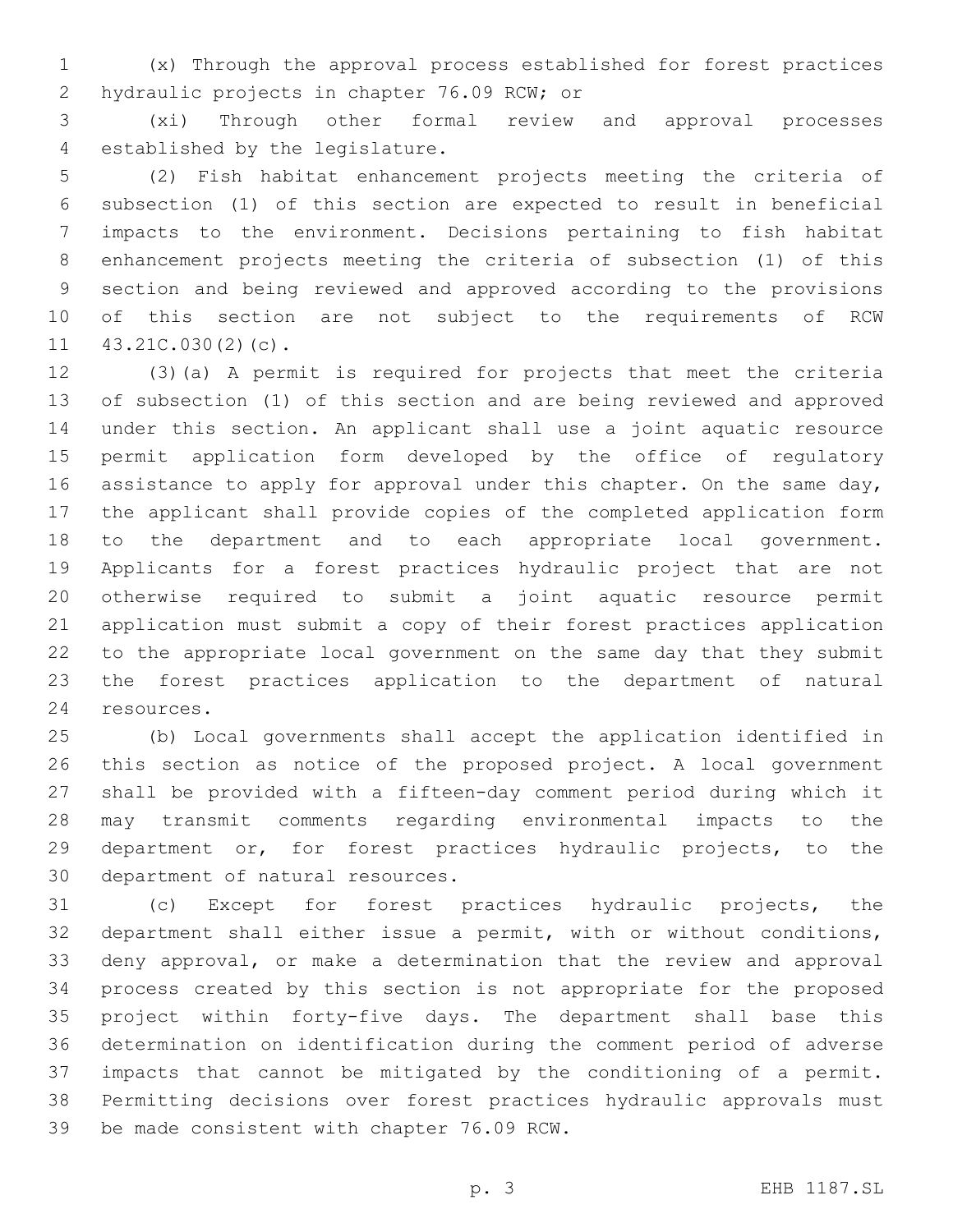(x) Through the approval process established for forest practices hydraulic projects in chapter 76.09 RCW; or

(xi) Through other formal review and approval processes established by the legislature.

(2) Fish habitat enhancement projects meeting the criteria of subsection (1) of this section are expected to result in beneficial impacts to the environment. Decisions pertaining to fish habitat enhancement projects meeting the criteria of subsection (1) of this section and being reviewed and approved according to the provisions of this section are not subject to the requirements of RCW 43.21C.030(2)(c).

(3)(a) A permit is required for projects that meet the criteria of subsection (1) of this section and are being reviewed and approved under this section. An applicant shall use a joint aquatic resource permit application form developed by the office of regulatory assistance to apply for approval under this chapter. On the same day, the applicant shall provide copies of the completed application form to the department and to each appropriate local government. Applicants for a forest practices hydraulic project that are not otherwise required to submit a joint aquatic resource permit application must submit a copy of their forest practices application to the appropriate local government on the same day that they submit the forest practices application to the department of natural resources.

(b) Local governments shall accept the application identified in this section as notice of the proposed project. A local government shall be provided with a fifteen-day comment period during which it may transmit comments regarding environmental impacts to the department or, for forest practices hydraulic projects, to the department of natural resources.

(c) Except for forest practices hydraulic projects, the department shall either issue a permit, with or without conditions, deny approval, or make a determination that the review and approval process created by this section is not appropriate for the proposed project within forty-five days. The department shall base this determination on identification during the comment period of adverse impacts that cannot be mitigated by the conditioning of a permit. Permitting decisions over forest practices hydraulic approvals must be made consistent with chapter 76.09 RCW.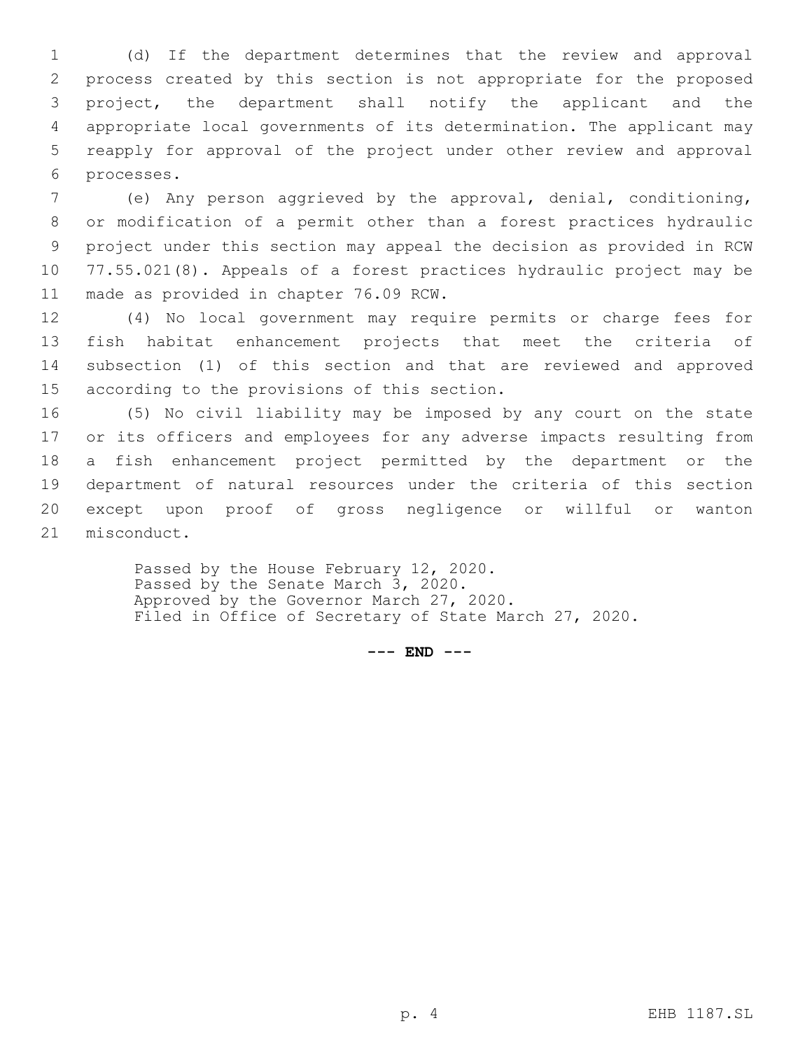(d) If the department determines that the review and approval process created by this section is not appropriate for the proposed project, the department shall notify the applicant and the appropriate local governments of its determination. The applicant may reapply for approval of the project under other review and approval processes.

(e) Any person aggrieved by the approval, denial, conditioning, or modification of a permit other than a forest practices hydraulic project under this section may appeal the decision as provided in RCW 77.55.021(8). Appeals of a forest practices hydraulic project may be made as provided in chapter 76.09 RCW.

(4) No local government may require permits or charge fees for fish habitat enhancement projects that meet the criteria of subsection (1) of this section and that are reviewed and approved according to the provisions of this section.

(5) No civil liability may be imposed by any court on the state or its officers and employees for any adverse impacts resulting from a fish enhancement project permitted by the department or the department of natural resources under the criteria of this section except upon proof of gross negligence or willful or wanton misconduct.

Passed by the House February 12, 2020.
Passed by the Senate March 3, 2020.
Approved by the Governor March 27, 2020.
Filed in Office of Secretary of State March 27, 2020.

**--- END ---**